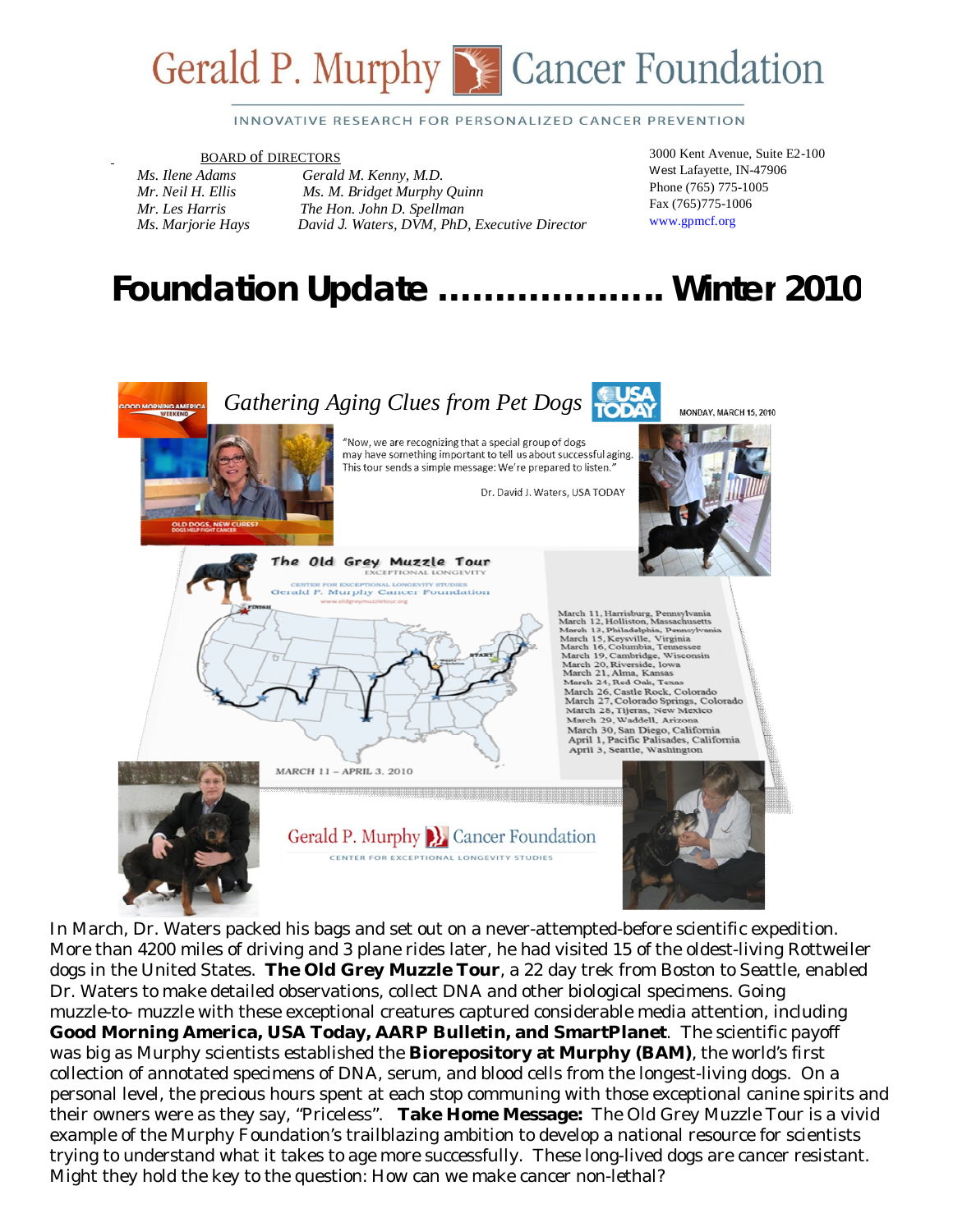# Gerald P. Murphy Cancer Foundation

INNOVATIVE RESEARCH FOR PERSONALIZED CANCER PREVENTION

BOARD of DIRECTORS

*Ms. Ilene Adams*
*Mr. Neil H. Ellis*
*Mr. Les Harris*
*Ms. Marjorie Hays*
*Gerald M. Kenny, M.D.*
*Ms. M. Bridget Murphy Quinn*
*The Hon. John D. Spellman*
*David J. Waters, DVM, PhD, Executive Director*

3000 Kent Avenue, Suite E2-100
West Lafayette, IN-47906
Phone (765) 775-1005
Fax (765)775-1006
www.gpmcf.org

# Foundation Update ……………….. Winter 2010

*Gathering Aging Clues from Pet Dogs*

MONDAY, MARCH 15, 2010

"Now, we are recognizing that a special group of dogs may have something important to tell us about successful aging. This tour sends a simple message: We're prepared to listen."

Dr. David J. Waters, USA TODAY

**The Old Grey Muzzle Tour**
EXCEPTIONAL LONGEVITY
CENTER FOR EXCEPTIONAL LONGEVITY STUDIES
Gerald P. Murphy Cancer Foundation

- March 11, Harrisburg, Pennsylvania
- March 12, Holliston, Massachusetts
- March 13, Philadelphia, Pennsylvania
- March 15, Keysville, Virginia
- March 16, Columbia, Tennessee
- March 19, Cambridge, Wisconsin
- March 20, Riverside, Iowa
- March 21, Alma, Kansas
- March 24, Red Oak, Texas
- March 26, Castle Rock, Colorado
- March 27, Colorado Springs, Colorado
- March 28, Tijeras, New Mexico
- March 29, Waddell, Arizona
- March 30, San Diego, California
- April 1, Pacific Palisades, California
- April 3, Seattle, Washington

MARCH 11 – APRIL 3, 2010

Gerald P. Murphy Cancer Foundation
CENTER FOR EXCEPTIONAL LONGEVITY STUDIES

In March, Dr. Waters packed his bags and set out on a never-attempted-before scientific expedition. More than 4200 miles of driving and 3 plane rides later, he had visited 15 of the oldest-living Rottweiler dogs in the United States. **The Old Grey Muzzle Tour**, a 22 day trek from Boston to Seattle, enabled Dr. Waters to make detailed observations, collect DNA and other biological specimens. Going muzzle-to- muzzle with these exceptional creatures captured considerable media attention, including **Good Morning America, USA Today, AARP Bulletin, and SmartPlanet**. The scientific payoff was big as Murphy scientists established the **Biorepository at Murphy (BAM)**, the world's first collection of annotated specimens of DNA, serum, and blood cells from the longest-living dogs. On a personal level, the precious hours spent at each stop communing with those exceptional canine spirits and their owners were as they say, "Priceless". **Take Home Message:** The Old Grey Muzzle Tour is a vivid example of the Murphy Foundation's trailblazing ambition to develop a national resource for scientists trying to understand what it takes to age more successfully. These long-lived dogs are cancer resistant. Might they hold the key to the question: How can we make cancer non-lethal?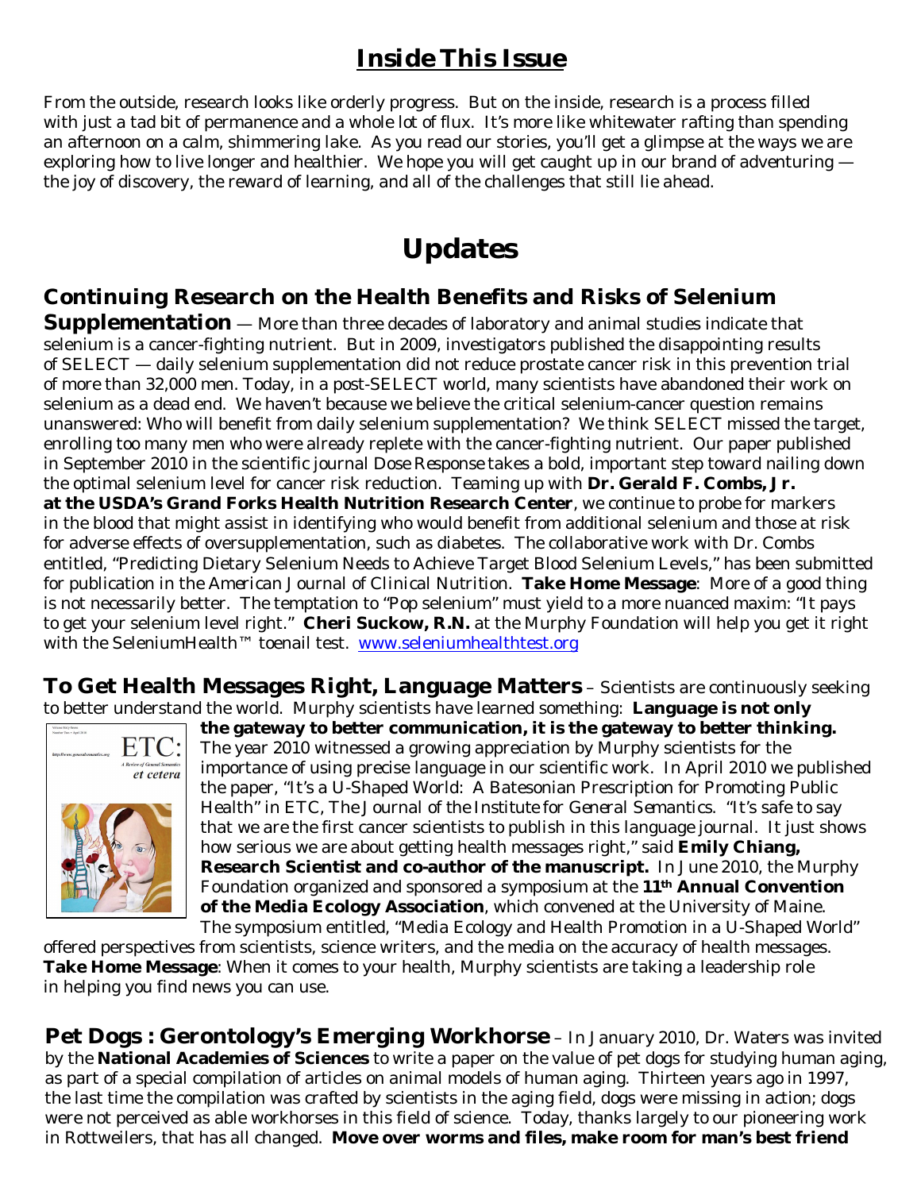# Inside This Issue

From the outside, research looks like orderly progress. But on the inside, research is a process filled with just a tad bit of permanence and a whole lot of flux. It's more like whitewater rafting than spending an afternoon on a calm, shimmering lake. As you read our stories, you'll get a glimpse at the ways we are exploring how to live longer and healthier. We hope you will get caught up in our brand of adventuring — the joy of discovery, the reward of learning, and all of the challenges that still lie ahead.

# Updates

**Continuing Research on the Health Benefits and Risks of Selenium Supplementation** — More than three decades of laboratory and animal studies indicate that selenium is a cancer-fighting nutrient. But in 2009, investigators published the disappointing results of SELECT — daily selenium supplementation did not reduce prostate cancer risk in this prevention trial of more than 32,000 men. Today, in a post-SELECT world, many scientists have abandoned their work on selenium as a dead end. We haven't because we believe the critical selenium-cancer question remains unanswered: Who will benefit from daily selenium supplementation? We think SELECT missed the target, enrolling too many men who were already replete with the cancer-fighting nutrient. Our paper published in September 2010 in the scientific journal *Dose Response* takes a bold, important step toward nailing down the optimal selenium level for cancer risk reduction. Teaming up with **Dr. Gerald F. Combs, Jr. at the USDA's Grand Forks Health Nutrition Research Center**, we continue to probe for markers in the blood that might assist in identifying who would benefit from additional selenium and those at risk for adverse effects of oversupplementation, such as diabetes. The collaborative work with Dr. Combs entitled, "Predicting Dietary Selenium Needs to Achieve Target Blood Selenium Levels," has been submitted for publication in the *American Journal of Clinical Nutrition*. **Take Home Message**: More of a good thing is not necessarily better. The temptation to "Pop selenium" must yield to a more nuanced maxim: "It pays to get your selenium level right." **Cheri Suckow, R.N.** at the Murphy Foundation will help you get it right with the SeleniumHealth™ toenail test. www.seleniumhealthtest.org

**To Get Health Messages Right, Language Matters** – Scientists are continuously seeking to better understand the world. Murphy scientists have learned something: **Language is not only the gateway to better communication, it is the gateway to better thinking.** The year 2010 witnessed a growing appreciation by Murphy scientists for the importance of using precise language in our scientific work. In April 2010 we published the paper, "It's a U-Shaped World: A Batesonian Prescription for Promoting Public Health" in *ETC, The Journal of the Institute for General Semantics*. "It's safe to say that we are the first cancer scientists to publish in this language journal. It just shows how serious we are about getting health messages right," said **Emily Chiang, Research Scientist and co-author of the manuscript.** In June 2010, the Murphy Foundation organized and sponsored a symposium at the **11th Annual Convention of the Media Ecology Association**, which convened at the University of Maine. The symposium entitled, "Media Ecology and Health Promotion in a U-Shaped World" offered perspectives from scientists, science writers, and the media on the accuracy of health messages. **Take Home Message**: When it comes to your health, Murphy scientists are taking a leadership role in helping you find news you can use.

**Pet Dogs : Gerontology's Emerging Workhorse** – In January 2010, Dr. Waters was invited by the **National Academies of Sciences** to write a paper on the value of pet dogs for studying human aging, as part of a special compilation of articles on animal models of human aging. Thirteen years ago in 1997, the last time the compilation was crafted by scientists in the aging field, dogs were missing in action; dogs were not perceived as able workhorses in this field of science. Today, thanks largely to our pioneering work in Rottweilers, that has all changed. **Move over worms and files, make room for man's best friend**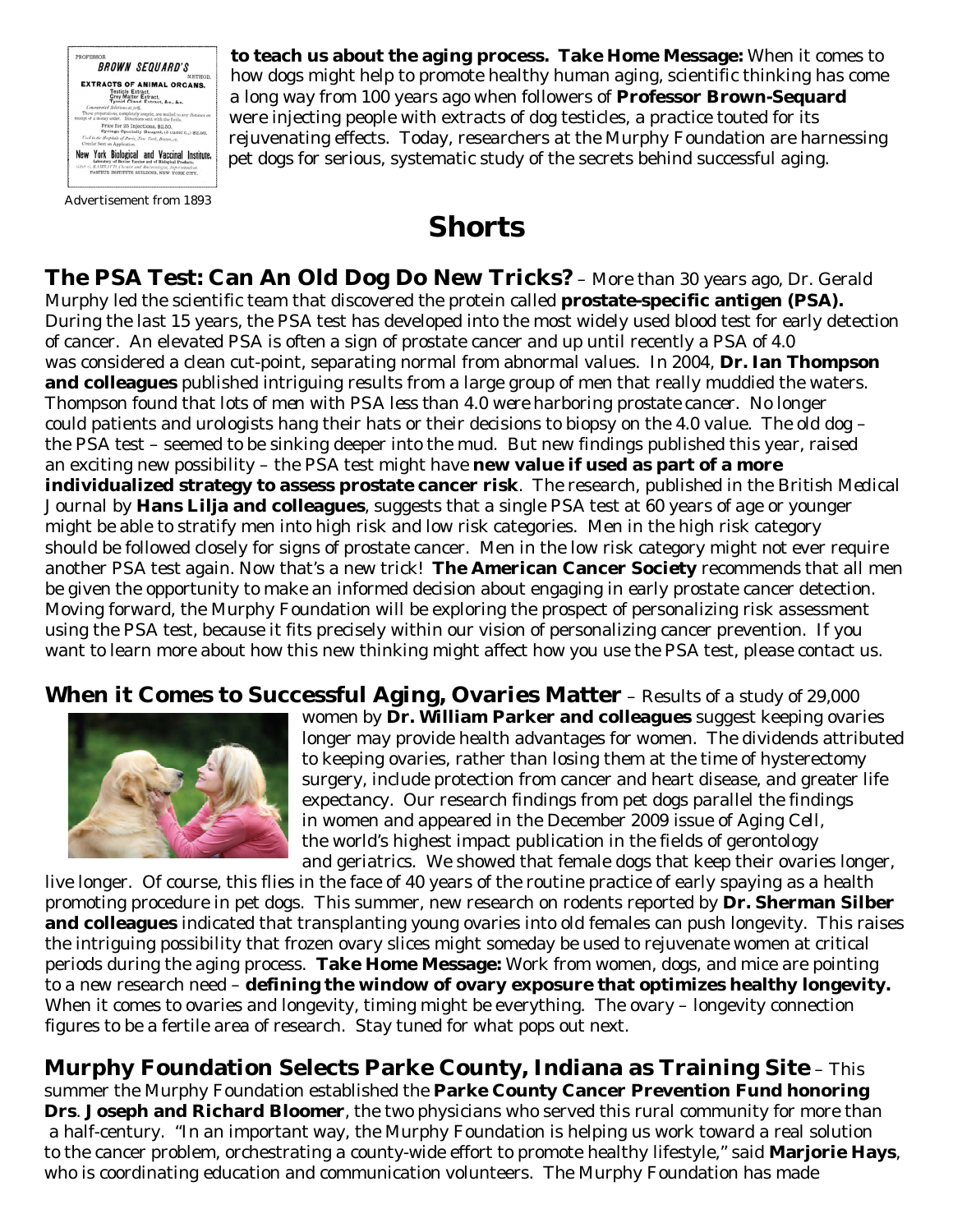**to teach us about the aging process. Take Home Message:** When it comes to how dogs might help to promote healthy human aging, scientific thinking has come a long way from 100 years ago when followers of **Professor Brown-Sequard** were injecting people with extracts of dog testicles, a practice touted for its rejuvenating effects. Today, researchers at the Murphy Foundation are harnessing pet dogs for serious, systematic study of the secrets behind successful aging.

Advertisement from 1893

# Shorts

**The PSA Test: Can An Old Dog Do New Tricks?** – More than 30 years ago, Dr. Gerald Murphy led the scientific team that discovered the protein called **prostate-specific antigen (PSA).** During the last 15 years, the PSA test has developed into the most widely used blood test for early detection of cancer. An elevated PSA is often a sign of prostate cancer and up until recently a PSA of 4.0 was considered a clean cut-point, separating normal from abnormal values. In 2004, **Dr. Ian Thompson and colleagues** published intriguing results from a large group of men that really muddied the waters. Thompson found that lots of men with PSA less than 4.0 were harboring prostate cancer. No longer could patients and urologists hang their hats or their decisions to biopsy on the 4.0 value. The old dog – the PSA test – seemed to be sinking deeper into the mud. But new findings published this year, raised an exciting new possibility – the PSA test might have **new value if used as part of a more individualized strategy to assess prostate cancer risk**. The research, published in the British Medical Journal by **Hans Lilja and colleagues**, suggests that a single PSA test at 60 years of age or younger might be able to stratify men into high risk and low risk categories. Men in the high risk category should be followed closely for signs of prostate cancer. Men in the low risk category might not ever require another PSA test again. Now that's a new trick! **The American Cancer Society** recommends that all men be given the opportunity to make an informed decision about engaging in early prostate cancer detection. Moving forward, the Murphy Foundation will be exploring the prospect of personalizing risk assessment using the PSA test, because it fits precisely within our vision of personalizing cancer prevention. If you want to learn more about how this new thinking might affect how you use the PSA test, please contact us.

**When it Comes to Successful Aging, Ovaries Matter** – Results of a study of 29,000 women by **Dr. William Parker and colleagues** suggest keeping ovaries longer may provide health advantages for women. The dividends attributed to keeping ovaries, rather than losing them at the time of hysterectomy surgery, include protection from cancer and heart disease, and greater life expectancy. Our research findings from pet dogs parallel the findings in women and appeared in the December 2009 issue of Aging Cell, the world's highest impact publication in the fields of gerontology and geriatrics. We showed that female dogs that keep their ovaries longer, live longer. Of course, this flies in the face of 40 years of the routine practice of early spaying as a health promoting procedure in pet dogs. This summer, new research on rodents reported by **Dr. Sherman Silber and colleagues** indicated that transplanting young ovaries into old females can push longevity. This raises the intriguing possibility that frozen ovary slices might someday be used to rejuvenate women at critical periods during the aging process. **Take Home Message:** Work from women, dogs, and mice are pointing to a new research need – **defining the window of ovary exposure that optimizes healthy longevity.** When it comes to ovaries and longevity, timing might be everything. The ovary – longevity connection figures to be a fertile area of research. Stay tuned for what pops out next.

**Murphy Foundation Selects Parke County, Indiana as Training Site** – This summer the Murphy Foundation established the **Parke County Cancer Prevention Fund honoring Drs. Joseph and Richard Bloomer**, the two physicians who served this rural community for more than a half-century. "In an important way, the Murphy Foundation is helping us work toward a real solution to the cancer problem, orchestrating a county-wide effort to promote healthy lifestyle," said **Marjorie Hays**, who is coordinating education and communication volunteers. The Murphy Foundation has made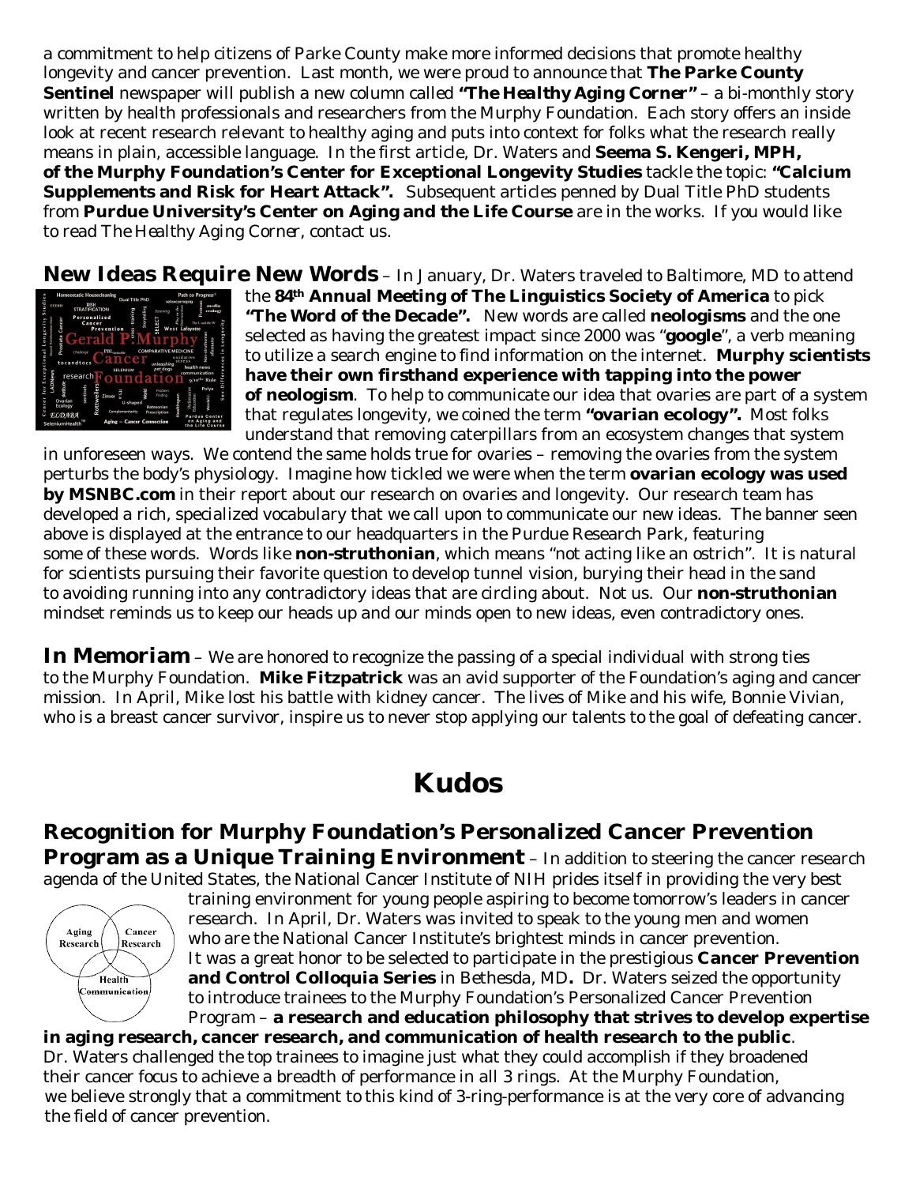a commitment to help citizens of Parke County make more informed decisions that promote healthy longevity and cancer prevention. Last month, we were proud to announce that **The Parke County Sentinel** newspaper will publish a new column called **"The Healthy Aging Corner"** – a bi-monthly story written by health professionals and researchers from the Murphy Foundation. Each story offers an inside look at recent research relevant to healthy aging and puts into context for folks what the research really means in plain, accessible language. In the first article, Dr. Waters and **Seema S. Kengeri, MPH, of the Murphy Foundation's Center for Exceptional Longevity Studies** tackle the topic: **"Calcium Supplements and Risk for Heart Attack".** Subsequent articles penned by Dual Title PhD students from **Purdue University's Center on Aging and the Life Course** are in the works. If you would like to read *The Healthy Aging Corner*, contact us.

**New Ideas Require New Words** – In January, Dr. Waters traveled to Baltimore, MD to attend the **84th Annual Meeting of The Linguistics Society of America** to pick **"The Word of the Decade".** New words are called **neologisms** and the one selected as having the greatest impact since 2000 was "**google**", a verb meaning to utilize a search engine to find information on the internet. **Murphy scientists have their own firsthand experience with tapping into the power of neologism**. To help to communicate our idea that ovaries are part of a system that regulates longevity, we coined the term **"ovarian ecology".** Most folks understand that removing caterpillars from an ecosystem changes that system in unforeseen ways. We contend the same holds true for ovaries – removing the ovaries from the system perturbs the body's physiology. Imagine how tickled we were when the term **ovarian ecology was used by MSNBC.com** in their report about our research on ovaries and longevity. Our research team has developed a rich, specialized vocabulary that we call upon to communicate our new ideas. The banner seen above is displayed at the entrance to our headquarters in the Purdue Research Park, featuring some of these words. Words like **non-struthonian**, which means "not acting like an ostrich". It is natural for scientists pursuing their favorite question to develop tunnel vision, burying their head in the sand to avoiding running into any contradictory ideas that are circling about. Not us. Our **non-struthonian** mindset reminds us to keep our heads up and our minds open to new ideas, even contradictory ones.

**In Memoriam** – We are honored to recognize the passing of a special individual with strong ties to the Murphy Foundation. **Mike Fitzpatrick** was an avid supporter of the Foundation's aging and cancer mission. In April, Mike lost his battle with kidney cancer. The lives of Mike and his wife, Bonnie Vivian, who is a breast cancer survivor, inspire us to never stop applying our talents to the goal of defeating cancer.

# Kudos

**Recognition for Murphy Foundation's Personalized Cancer Prevention Program as a Unique Training Environment** – In addition to steering the cancer research agenda of the United States, the National Cancer Institute of NIH prides itself in providing the very best training environment for young people aspiring to become tomorrow's leaders in cancer research. In April, Dr. Waters was invited to speak to the young men and women who are the National Cancer Institute's brightest minds in cancer prevention. It was a great honor to be selected to participate in the prestigious **Cancer Prevention and Control Colloquia Series** in Bethesda, MD**.** Dr. Waters seized the opportunity to introduce trainees to the Murphy Foundation's Personalized Cancer Prevention Program – **a research and education philosophy that strives to develop expertise in aging research, cancer research, and communication of health research to the public**. Dr. Waters challenged the top trainees to imagine just what they could accomplish if they broadened their cancer focus to achieve a breadth of performance in all 3 rings. At the Murphy Foundation, we believe strongly that a commitment to this kind of 3-ring-performance is at the very core of advancing the field of cancer prevention.